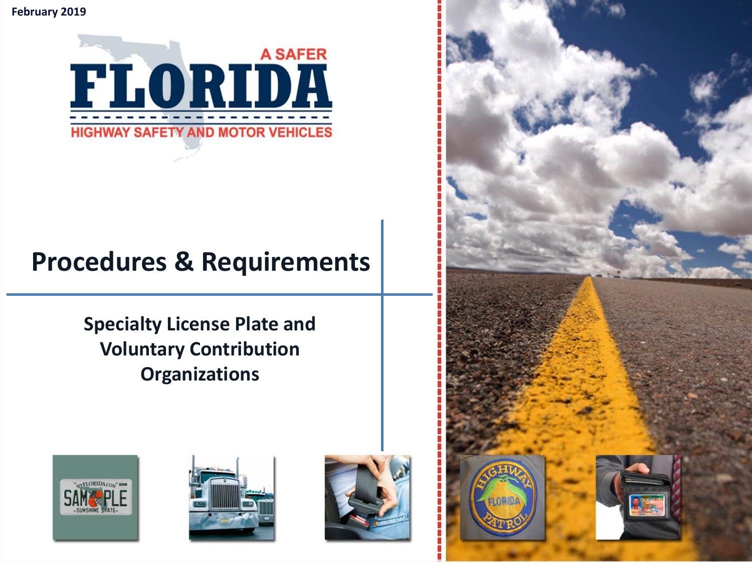February 2019

A SAFER FLORIDA

HIGHWAY SAFETY AND MOTOR VEHICLES

# Procedures & Requirements

## Specialty License Plate and Voluntary Contribution Organizations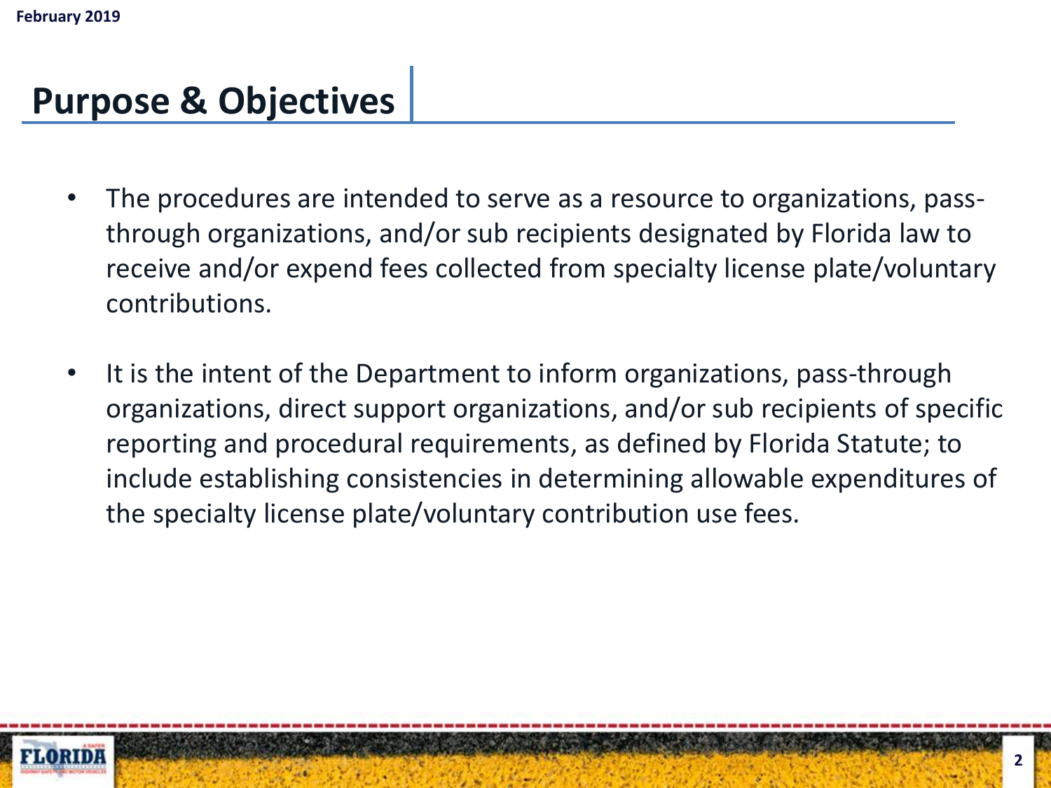# Purpose & Objectives

- The procedures are intended to serve as a resource to organizations, pass-through organizations, and/or sub recipients designated by Florida law to receive and/or expend fees collected from specialty license plate/voluntary contributions.

- It is the intent of the Department to inform organizations, pass-through organizations, direct support organizations, and/or sub recipients of specific reporting and procedural requirements, as defined by Florida Statute; to include establishing consistencies in determining allowable expenditures of the specialty license plate/voluntary contribution use fees.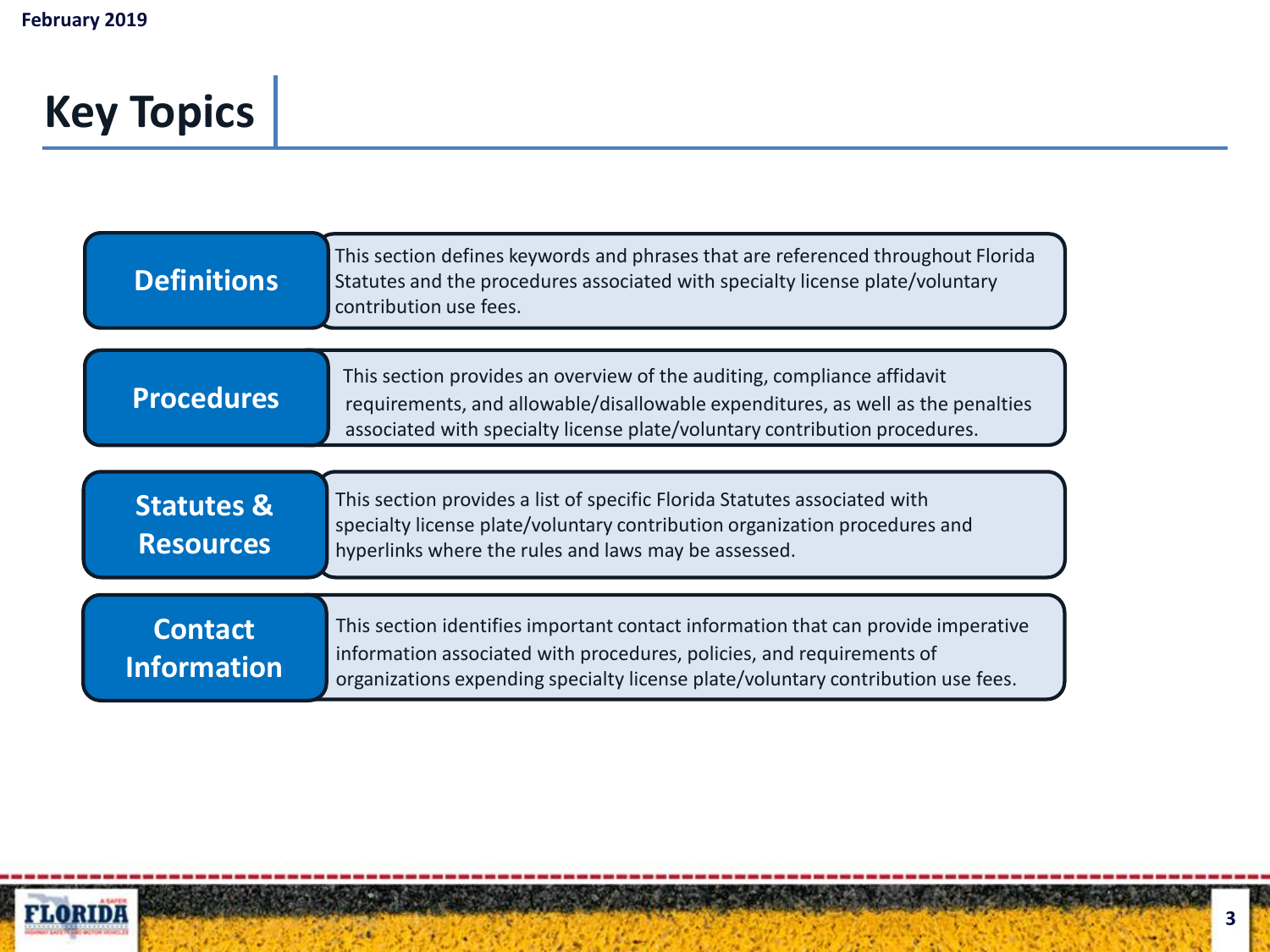# Key Topics

**Definitions**

This section defines keywords and phrases that are referenced throughout Florida Statutes and the procedures associated with specialty license plate/voluntary contribution use fees.

**Procedures**

This section provides an overview of the auditing, compliance affidavit requirements, and allowable/disallowable expenditures, as well as the penalties associated with specialty license plate/voluntary contribution procedures.

**Statutes & Resources**

This section provides a list of specific Florida Statutes associated with specialty license plate/voluntary contribution organization procedures and hyperlinks where the rules and laws may be assessed.

**Contact Information**

This section identifies important contact information that can provide imperative information associated with procedures, policies, and requirements of organizations expending specialty license plate/voluntary contribution use fees.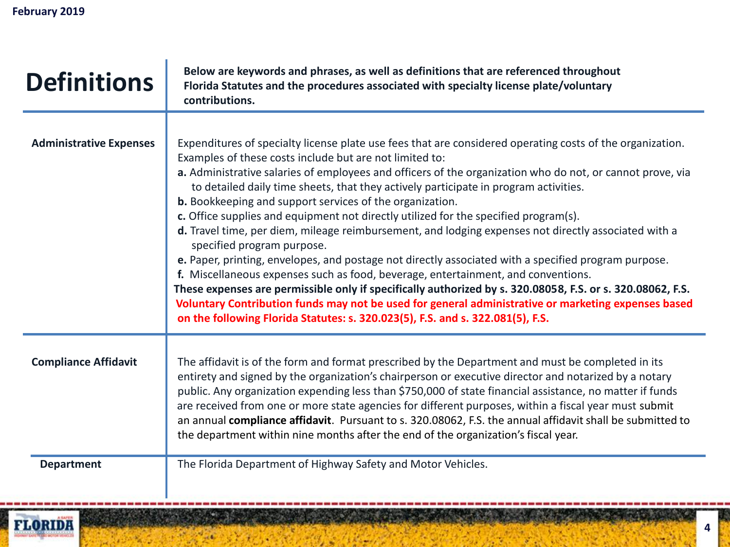# Definitions

**Below are keywords and phrases, as well as definitions that are referenced throughout Florida Statutes and the procedures associated with specialty license plate/voluntary contributions.**

| Term | Definition |
| --- | --- |
| **Administrative Expenses** | Expenditures of specialty license plate use fees that are considered operating costs of the organization. Examples of these costs include but are not limited to:<br>**a.** Administrative salaries of employees and officers of the organization who do not, or cannot prove, via to detailed daily time sheets, that they actively participate in program activities.<br>**b.** Bookkeeping and support services of the organization.<br>**c.** Office supplies and equipment not directly utilized for the specified program(s).<br>**d.** Travel time, per diem, mileage reimbursement, and lodging expenses not directly associated with a specified program purpose.<br>**e.** Paper, printing, envelopes, and postage not directly associated with a specified program purpose.<br>**f.** Miscellaneous expenses such as food, beverage, entertainment, and conventions.<br>**These expenses are permissible only if specifically authorized by s. 320.08058, F.S. or s. 320.08062, F.S.**<br>**Voluntary Contribution funds may not be used for general administrative or marketing expenses based on the following Florida Statutes: s. 320.023(5), F.S. and s. 322.081(5), F.S.** |
| **Compliance Affidavit** | The affidavit is of the form and format prescribed by the Department and must be completed in its entirety and signed by the organization's chairperson or executive director and notarized by a notary public. Any organization expending less than $750,000 of state financial assistance, no matter if funds are received from one or more state agencies for different purposes, within a fiscal year must submit an annual **compliance affidavit**. Pursuant to s. 320.08062, F.S. the annual affidavit shall be submitted to the department within nine months after the end of the organization's fiscal year. |
| **Department** | The Florida Department of Highway Safety and Motor Vehicles. |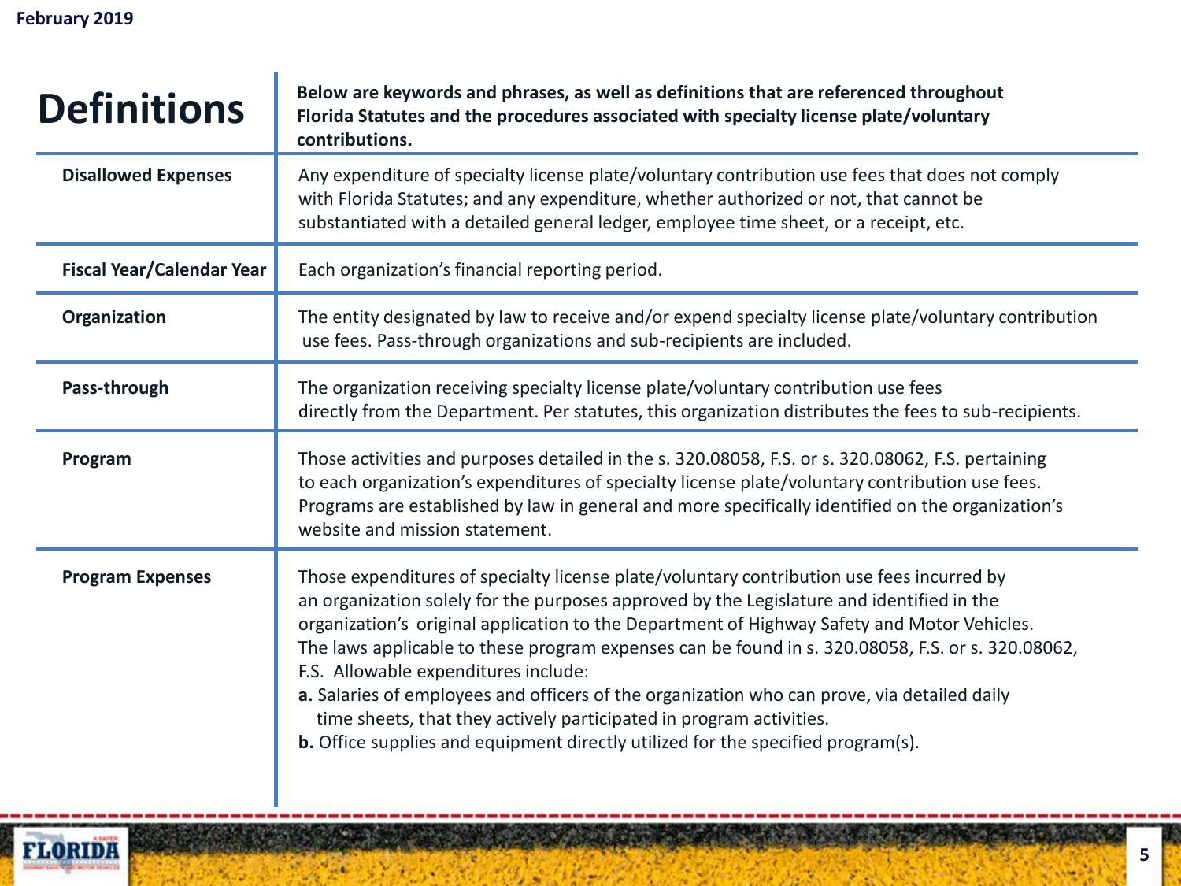# Definitions

**Below are keywords and phrases, as well as definitions that are referenced throughout Florida Statutes and the procedures associated with specialty license plate/voluntary contributions.**

| Term | Definition |
| --- | --- |
| **Disallowed Expenses** | Any expenditure of specialty license plate/voluntary contribution use fees that does not comply with Florida Statutes; and any expenditure, whether authorized or not, that cannot be substantiated with a detailed general ledger, employee time sheet, or a receipt, etc. |
| **Fiscal Year/Calendar Year** | Each organization's financial reporting period. |
| **Organization** | The entity designated by law to receive and/or expend specialty license plate/voluntary contribution use fees. Pass-through organizations and sub-recipients are included. |
| **Pass-through** | The organization receiving specialty license plate/voluntary contribution use fees directly from the Department. Per statutes, this organization distributes the fees to sub-recipients. |
| **Program** | Those activities and purposes detailed in the s. 320.08058, F.S. or s. 320.08062, F.S. pertaining to each organization's expenditures of specialty license plate/voluntary contribution use fees. Programs are established by law in general and more specifically identified on the organization's website and mission statement. |
| **Program Expenses** | Those expenditures of specialty license plate/voluntary contribution use fees incurred by an organization solely for the purposes approved by the Legislature and identified in the organization's original application to the Department of Highway Safety and Motor Vehicles. The laws applicable to these program expenses can be found in s. 320.08058, F.S. or s. 320.08062, F.S. Allowable expenditures include:<br>**a.** Salaries of employees and officers of the organization who can prove, via detailed daily time sheets, that they actively participated in program activities.<br>**b.** Office supplies and equipment directly utilized for the specified program(s). |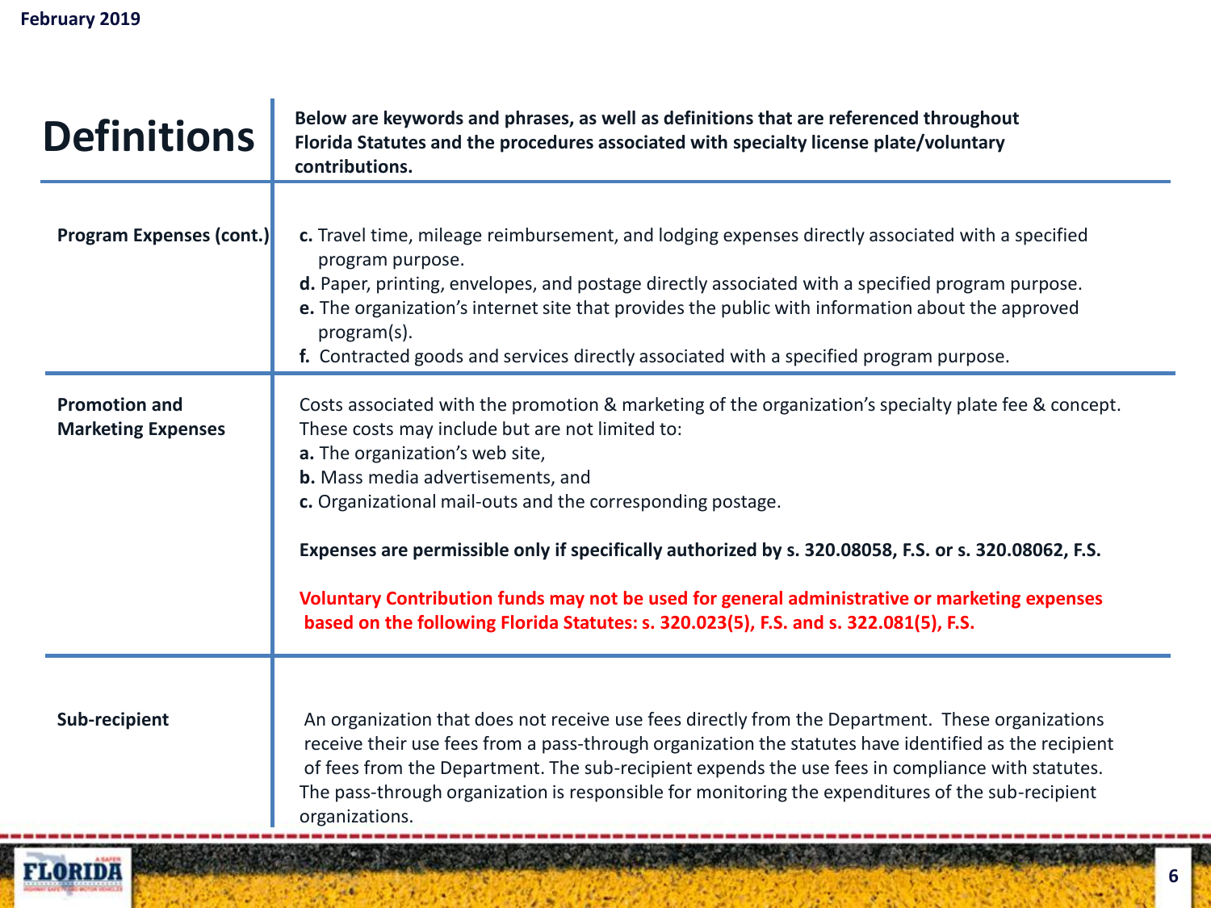# Definitions

**Below are keywords and phrases, as well as definitions that are referenced throughout Florida Statutes and the procedures associated with specialty license plate/voluntary contributions.**

| Term | Definition |
|---|---|
| **Program Expenses (cont.)** | **c.** Travel time, mileage reimbursement, and lodging expenses directly associated with a specified program purpose.<br>**d.** Paper, printing, envelopes, and postage directly associated with a specified program purpose.<br>**e.** The organization's internet site that provides the public with information about the approved program(s).<br>**f.** Contracted goods and services directly associated with a specified program purpose. |
| **Promotion and Marketing Expenses** | Costs associated with the promotion & marketing of the organization's specialty plate fee & concept. These costs may include but are not limited to:<br>**a.** The organization's web site,<br>**b.** Mass media advertisements, and<br>**c.** Organizational mail-outs and the corresponding postage.<br><br>**Expenses are permissible only if specifically authorized by s. 320.08058, F.S. or s. 320.08062, F.S.**<br><br>**Voluntary Contribution funds may not be used for general administrative or marketing expenses based on the following Florida Statutes: s. 320.023(5), F.S. and s. 322.081(5), F.S.** |
| **Sub-recipient** | An organization that does not receive use fees directly from the Department. These organizations receive their use fees from a pass-through organization the statutes have identified as the recipient of fees from the Department. The sub-recipient expends the use fees in compliance with statutes. The pass-through organization is responsible for monitoring the expenditures of the sub-recipient organizations. |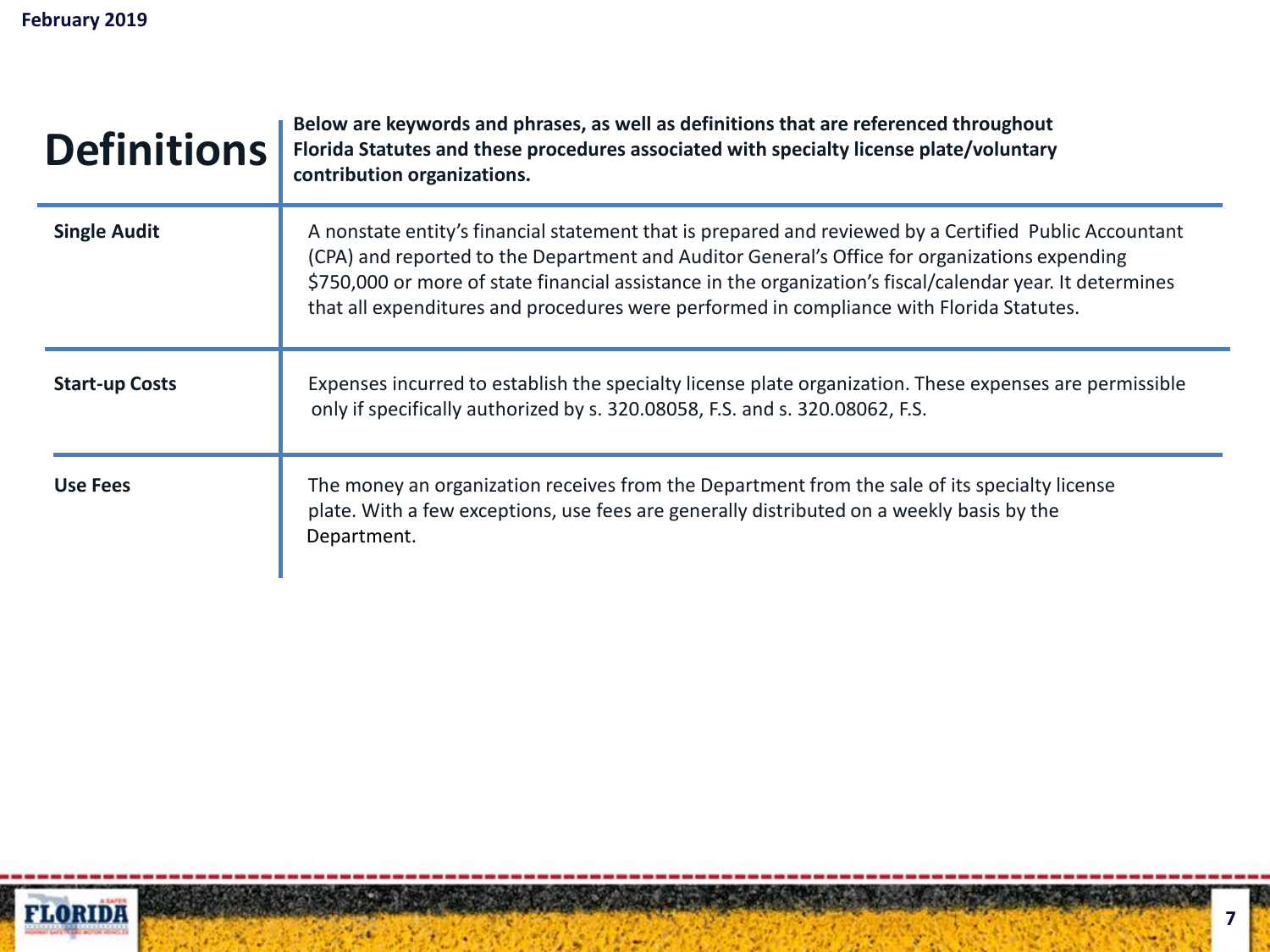# Definitions

**Below are keywords and phrases, as well as definitions that are referenced throughout Florida Statutes and these procedures associated with specialty license plate/voluntary contribution organizations.**

| Term | Definition |
|---|---|
| **Single Audit** | A nonstate entity's financial statement that is prepared and reviewed by a Certified Public Accountant (CPA) and reported to the Department and Auditor General's Office for organizations expending $750,000 or more of state financial assistance in the organization's fiscal/calendar year. It determines that all expenditures and procedures were performed in compliance with Florida Statutes. |
| **Start-up Costs** | Expenses incurred to establish the specialty license plate organization. These expenses are permissible only if specifically authorized by s. 320.08058, F.S. and s. 320.08062, F.S. |
| **Use Fees** | The money an organization receives from the Department from the sale of its specialty license plate. With a few exceptions, use fees are generally distributed on a weekly basis by the Department. |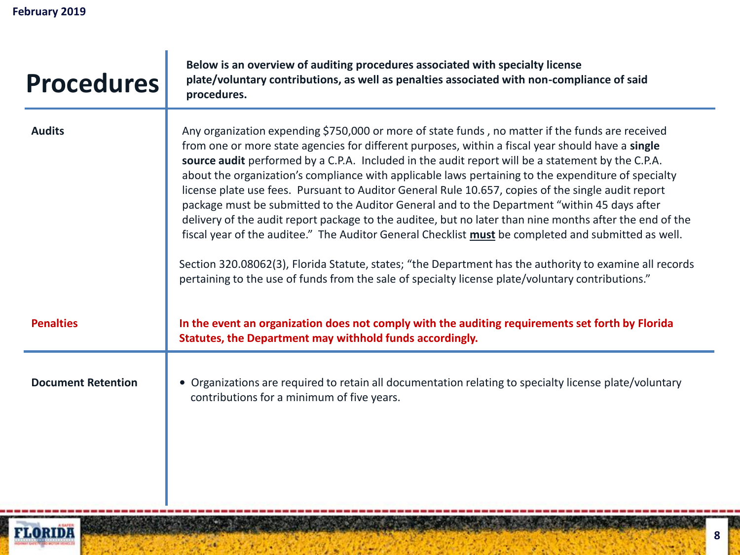# Procedures

**Below is an overview of auditing procedures associated with specialty license plate/voluntary contributions, as well as penalties associated with non-compliance of said procedures.**

## Audits

Any organization expending $750,000 or more of state funds , no matter if the funds are received from one or more state agencies for different purposes, within a fiscal year should have a **single source audit** performed by a C.P.A. Included in the audit report will be a statement by the C.P.A. about the organization's compliance with applicable laws pertaining to the expenditure of specialty license plate use fees. Pursuant to Auditor General Rule 10.657, copies of the single audit report package must be submitted to the Auditor General and to the Department "within 45 days after delivery of the audit report package to the auditee, but no later than nine months after the end of the fiscal year of the auditee." The Auditor General Checklist **must** be completed and submitted as well.

Section 320.08062(3), Florida Statute, states; "the Department has the authority to examine all records pertaining to the use of funds from the sale of specialty license plate/voluntary contributions."

## Penalties

**In the event an organization does not comply with the auditing requirements set forth by Florida Statutes, the Department may withhold funds accordingly.**

## Document Retention

- Organizations are required to retain all documentation relating to specialty license plate/voluntary contributions for a minimum of five years.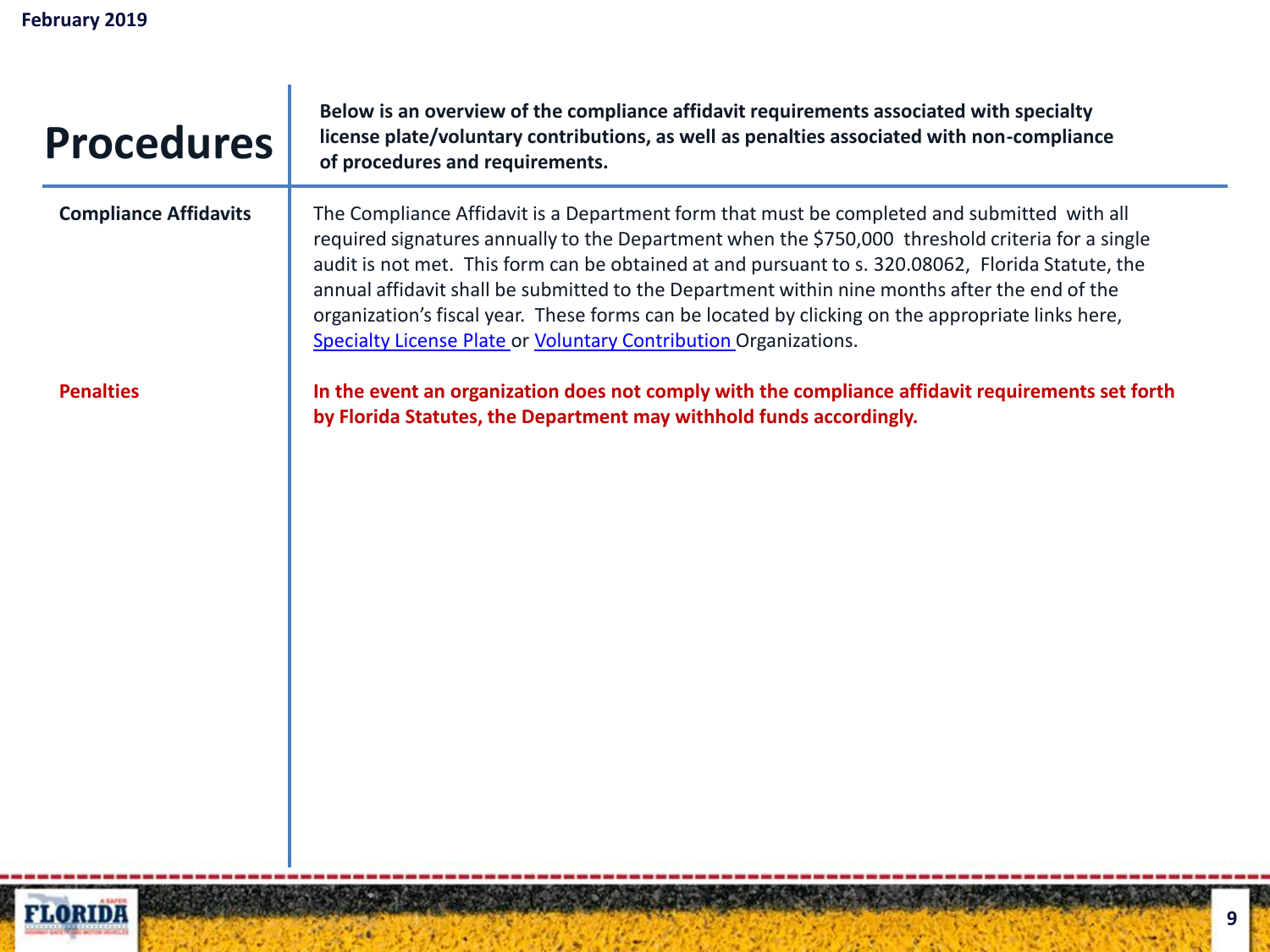# Procedures

**Below is an overview of the compliance affidavit requirements associated with specialty license plate/voluntary contributions, as well as penalties associated with non-compliance of procedures and requirements.**

| | |
|---|---|
| **Compliance Affidavits** | The Compliance Affidavit is a Department form that must be completed and submitted with all required signatures annually to the Department when the $750,000 threshold criteria for a single audit is not met. This form can be obtained at and pursuant to s. 320.08062, Florida Statute, the annual affidavit shall be submitted to the Department within nine months after the end of the organization's fiscal year. These forms can be located by clicking on the appropriate links here, Specialty License Plate or Voluntary Contribution Organizations. |
| **Penalties** | **In the event an organization does not comply with the compliance affidavit requirements set forth by Florida Statutes, the Department may withhold funds accordingly.** |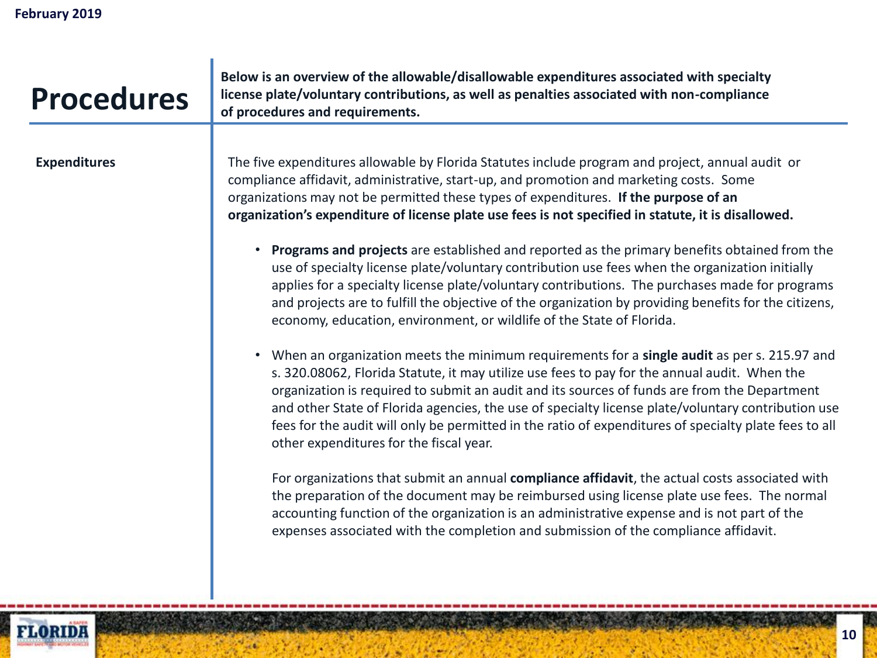# Procedures

**Below is an overview of the allowable/disallowable expenditures associated with specialty license plate/voluntary contributions, as well as penalties associated with non-compliance of procedures and requirements.**

## Expenditures

The five expenditures allowable by Florida Statutes include program and project, annual audit or compliance affidavit, administrative, start-up, and promotion and marketing costs. Some organizations may not be permitted these types of expenditures. **If the purpose of an organization's expenditure of license plate use fees is not specified in statute, it is disallowed.**

- **Programs and projects** are established and reported as the primary benefits obtained from the use of specialty license plate/voluntary contribution use fees when the organization initially applies for a specialty license plate/voluntary contributions. The purchases made for programs and projects are to fulfill the objective of the organization by providing benefits for the citizens, economy, education, environment, or wildlife of the State of Florida.

- When an organization meets the minimum requirements for a **single audit** as per s. 215.97 and s. 320.08062, Florida Statute, it may utilize use fees to pay for the annual audit. When the organization is required to submit an audit and its sources of funds are from the Department and other State of Florida agencies, the use of specialty license plate/voluntary contribution use fees for the audit will only be permitted in the ratio of expenditures of specialty plate fees to all other expenditures for the fiscal year.

  For organizations that submit an annual **compliance affidavit**, the actual costs associated with the preparation of the document may be reimbursed using license plate use fees. The normal accounting function of the organization is an administrative expense and is not part of the expenses associated with the completion and submission of the compliance affidavit.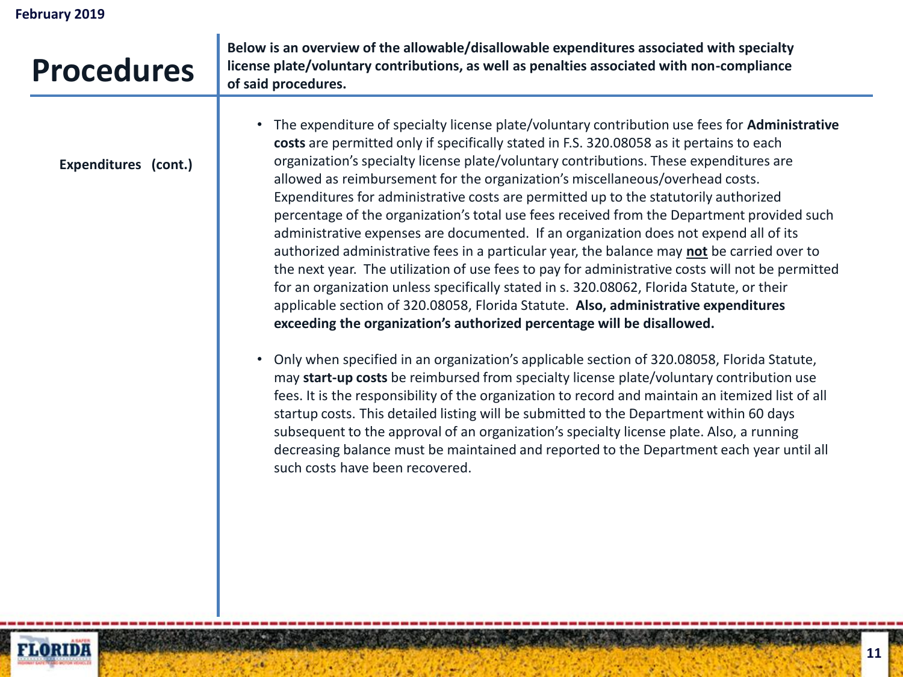# Procedures

**Below is an overview of the allowable/disallowable expenditures associated with specialty license plate/voluntary contributions, as well as penalties associated with non-compliance of said procedures.**

**Expenditures (cont.)**

- The expenditure of specialty license plate/voluntary contribution use fees for **Administrative costs** are permitted only if specifically stated in F.S. 320.08058 as it pertains to each organization's specialty license plate/voluntary contributions. These expenditures are allowed as reimbursement for the organization's miscellaneous/overhead costs. Expenditures for administrative costs are permitted up to the statutorily authorized percentage of the organization's total use fees received from the Department provided such administrative expenses are documented. If an organization does not expend all of its authorized administrative fees in a particular year, the balance may **not** be carried over to the next year. The utilization of use fees to pay for administrative costs will not be permitted for an organization unless specifically stated in s. 320.08062, Florida Statute, or their applicable section of 320.08058, Florida Statute. **Also, administrative expenditures exceeding the organization's authorized percentage will be disallowed.**

- Only when specified in an organization's applicable section of 320.08058, Florida Statute, may **start-up costs** be reimbursed from specialty license plate/voluntary contribution use fees. It is the responsibility of the organization to record and maintain an itemized list of all startup costs. This detailed listing will be submitted to the Department within 60 days subsequent to the approval of an organization's specialty license plate. Also, a running decreasing balance must be maintained and reported to the Department each year until all such costs have been recovered.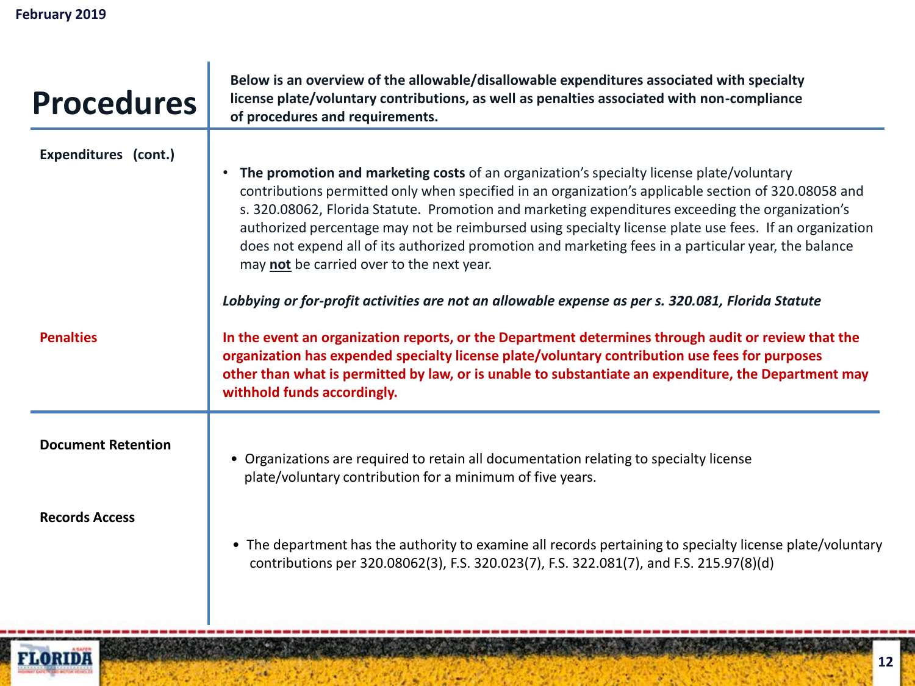February 2019

# Procedures

**Below is an overview of the allowable/disallowable expenditures associated with specialty license plate/voluntary contributions, as well as penalties associated with non-compliance of procedures and requirements.**

**Expenditures (cont.)**

- **The promotion and marketing costs** of an organization's specialty license plate/voluntary contributions permitted only when specified in an organization's applicable section of 320.08058 and s. 320.08062, Florida Statute. Promotion and marketing expenditures exceeding the organization's authorized percentage may not be reimbursed using specialty license plate use fees. If an organization does not expend all of its authorized promotion and marketing fees in a particular year, the balance may **not** be carried over to the next year.

***Lobbying or for-profit activities are not an allowable expense as per s. 320.081, Florida Statute***

**Penalties**

**In the event an organization reports, or the Department determines through audit or review that the organization has expended specialty license plate/voluntary contribution use fees for purposes other than what is permitted by law, or is unable to substantiate an expenditure, the Department may withhold funds accordingly.**

**Document Retention**

- Organizations are required to retain all documentation relating to specialty license plate/voluntary contribution for a minimum of five years.

**Records Access**

- The department has the authority to examine all records pertaining to specialty license plate/voluntary contributions per 320.08062(3), F.S. 320.023(7), F.S. 322.081(7), and F.S. 215.97(8)(d)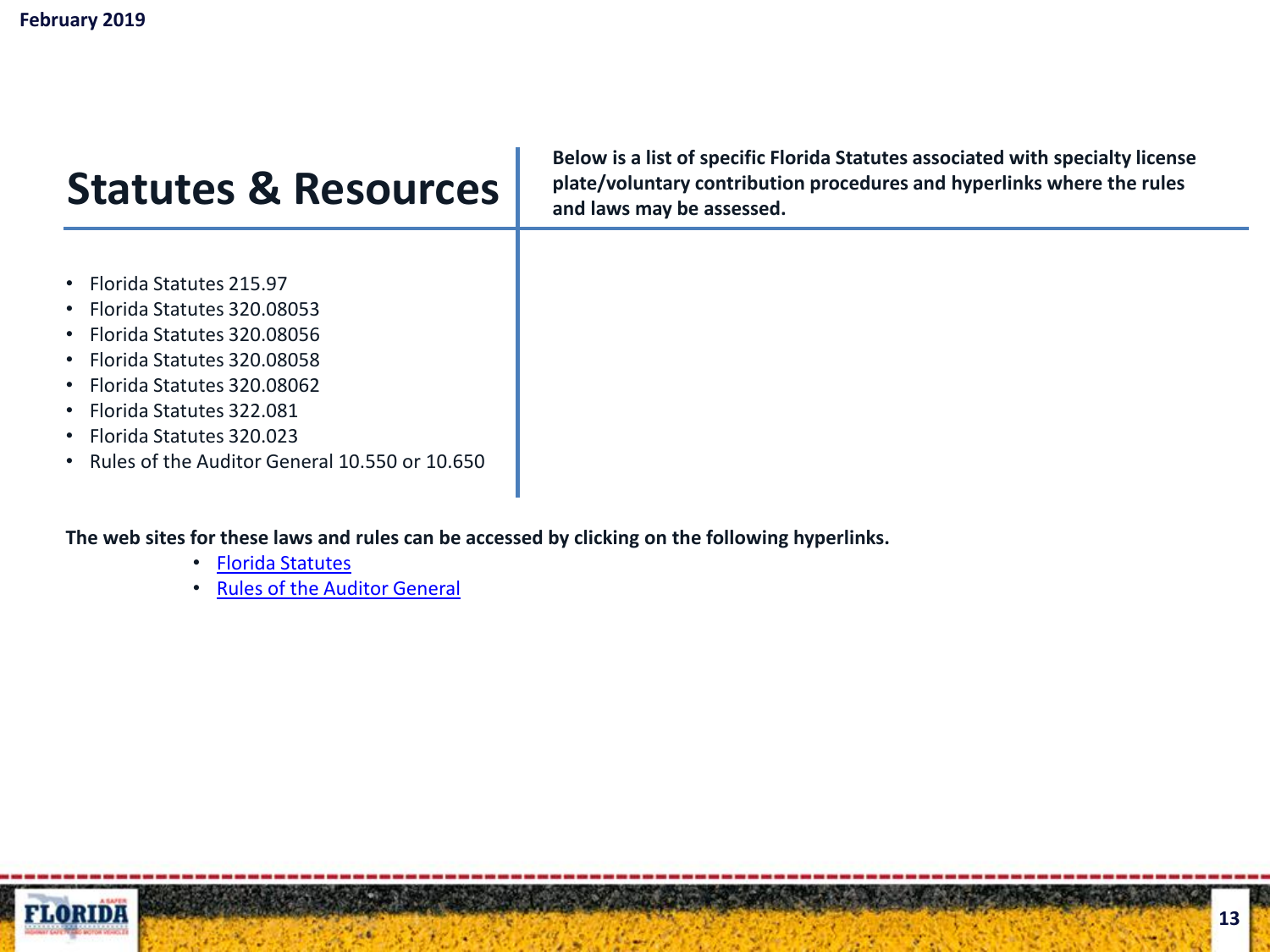# Statistics & Resources

**Below is a list of specific Florida Statutes associated with specialty license plate/voluntary contribution procedures and hyperlinks where the rules and laws may be assessed.**

- Florida Statutes 215.97
- Florida Statutes 320.08053
- Florida Statutes 320.08056
- Florida Statutes 320.08058
- Florida Statutes 320.08062
- Florida Statutes 322.081
- Florida Statutes 320.023
- Rules of the Auditor General 10.550 or 10.650

**The web sites for these laws and rules can be accessed by clicking on the following hyperlinks.**

- Florida Statutes
- Rules of the Auditor General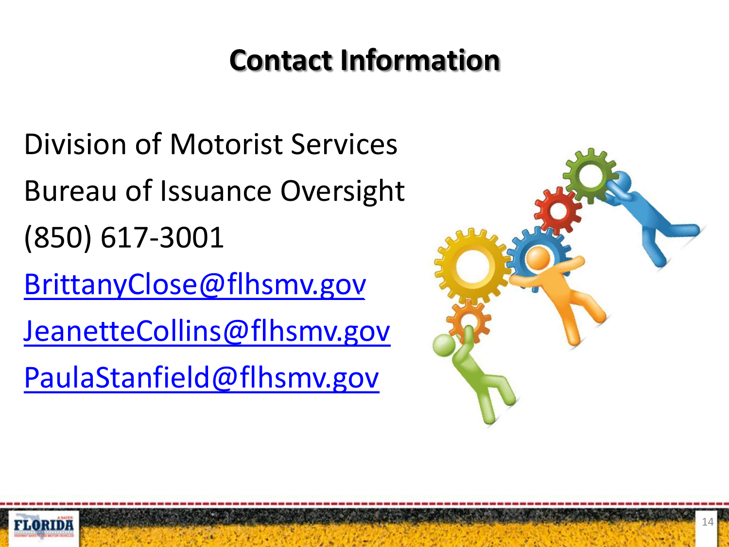# Contact Information

Division of Motorist Services

Bureau of Issuance Oversight

(850) 617-3001

BrittanyClose@flhsmv.gov

JeanetteCollins@flhsmv.gov

PaulaStanfield@flhsmv.gov